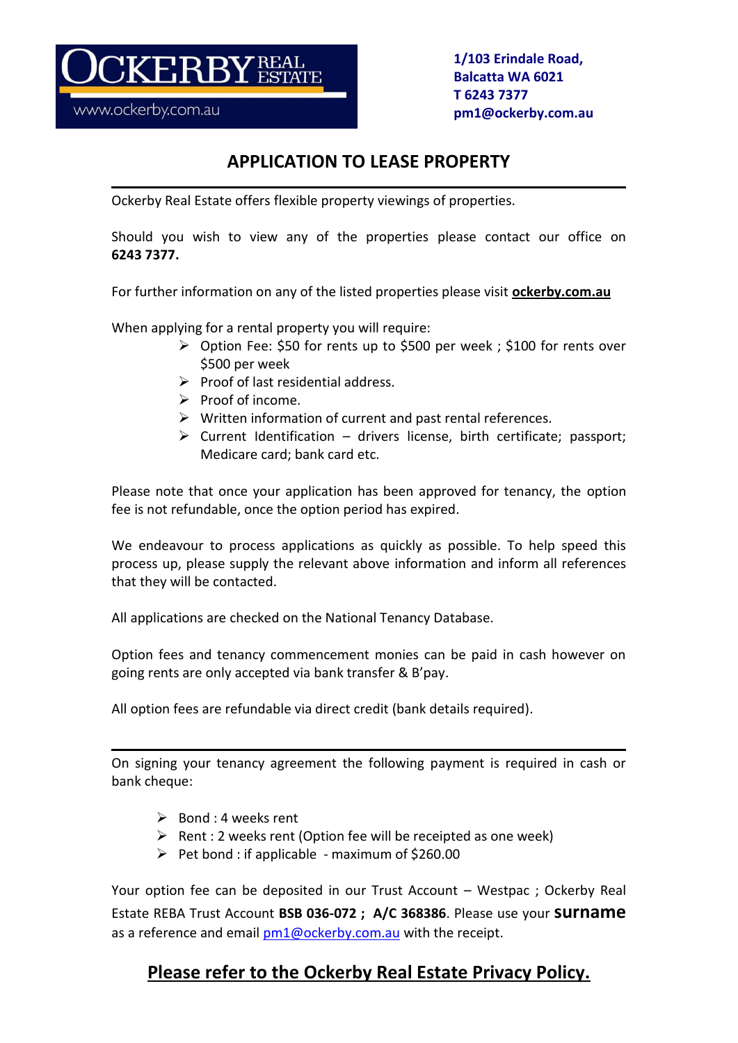OCKERBY REAL ESTATE
www.ockerby.com.au

**1/103 Erindale Road,**
**Balcatta WA 6021**
**T 6243 7377**
**pm1@ockerby.com.au**

# APPLICATION TO LEASE PROPERTY

Ockerby Real Estate offers flexible property viewings of properties.

Should you wish to view any of the properties please contact our office on **6243 7377.**

For further information on any of the listed properties please visit **ockerby.com.au**

When applying for a rental property you will require:

- Option Fee: $50 for rents up to $500 per week ; $100 for rents over $500 per week
- Proof of last residential address.
- Proof of income.
- Written information of current and past rental references.
- Current Identification – drivers license, birth certificate; passport; Medicare card; bank card etc.

Please note that once your application has been approved for tenancy, the option fee is not refundable, once the option period has expired.

We endeavour to process applications as quickly as possible. To help speed this process up, please supply the relevant above information and inform all references that they will be contacted.

All applications are checked on the National Tenancy Database.

Option fees and tenancy commencement monies can be paid in cash however on going rents are only accepted via bank transfer & B'pay.

All option fees are refundable via direct credit (bank details required).

---

On signing your tenancy agreement the following payment is required in cash or bank cheque:

- Bond : 4 weeks rent
- Rent : 2 weeks rent (Option fee will be receipted as one week)
- Pet bond : if applicable - maximum of $260.00

Your option fee can be deposited in our Trust Account – Westpac ; Ockerby Real Estate REBA Trust Account **BSB 036-072 ; A/C 368386**. Please use your **surname** as a reference and email pm1@ockerby.com.au with the receipt.

## Please refer to the Ockerby Real Estate Privacy Policy.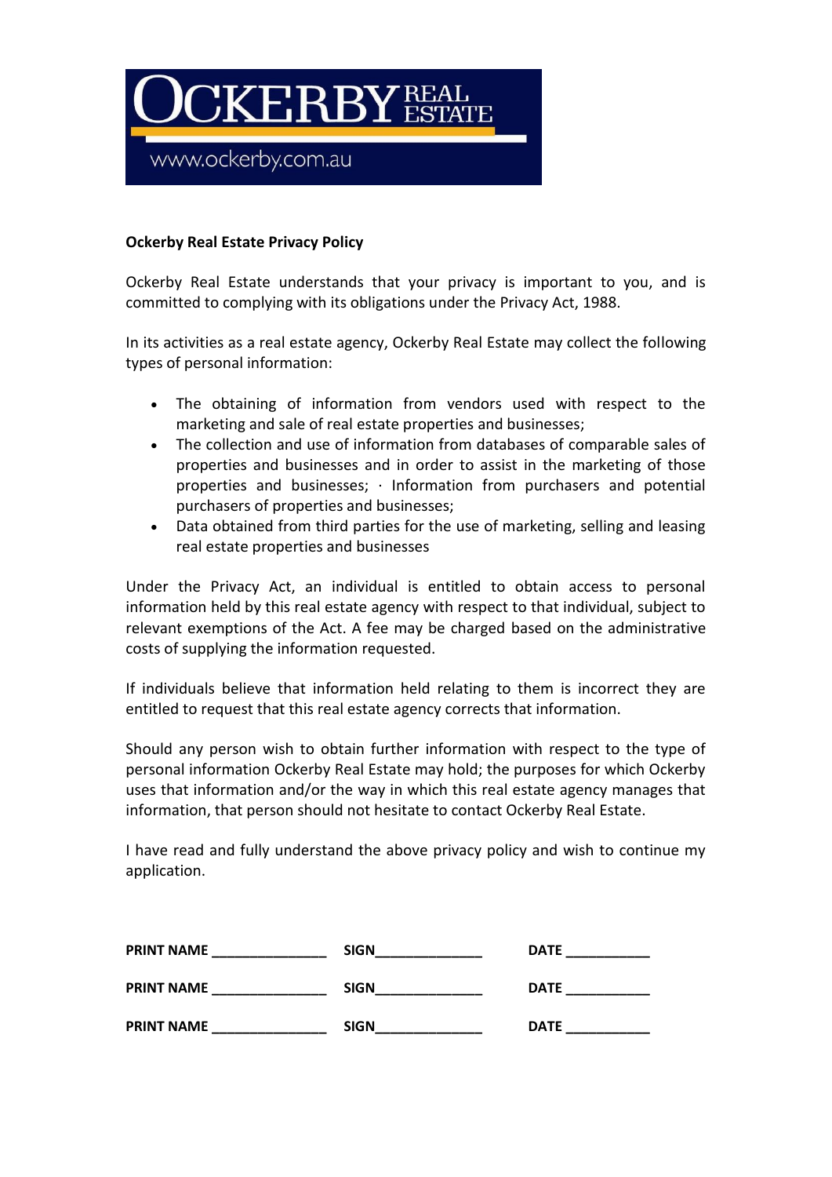OCKERBY REAL ESTATE

www.ockerby.com.au

**Ockerby Real Estate Privacy Policy**

Ockerby Real Estate understands that your privacy is important to you, and is committed to complying with its obligations under the Privacy Act, 1988.

In its activities as a real estate agency, Ockerby Real Estate may collect the following types of personal information:

- The obtaining of information from vendors used with respect to the marketing and sale of real estate properties and businesses;
- The collection and use of information from databases of comparable sales of properties and businesses and in order to assist in the marketing of those properties and businesses; · Information from purchasers and potential purchasers of properties and businesses;
- Data obtained from third parties for the use of marketing, selling and leasing real estate properties and businesses

Under the Privacy Act, an individual is entitled to obtain access to personal information held by this real estate agency with respect to that individual, subject to relevant exemptions of the Act. A fee may be charged based on the administrative costs of supplying the information requested.

If individuals believe that information held relating to them is incorrect they are entitled to request that this real estate agency corrects that information.

Should any person wish to obtain further information with respect to the type of personal information Ockerby Real Estate may hold; the purposes for which Ockerby uses that information and/or the way in which this real estate agency manages that information, that person should not hesitate to contact Ockerby Real Estate.

I have read and fully understand the above privacy policy and wish to continue my application.

**PRINT NAME** _______________ **SIGN**______________ **DATE** ___________

**PRINT NAME** _______________ **SIGN**______________ **DATE** ___________

**PRINT NAME** _______________ **SIGN**______________ **DATE** ___________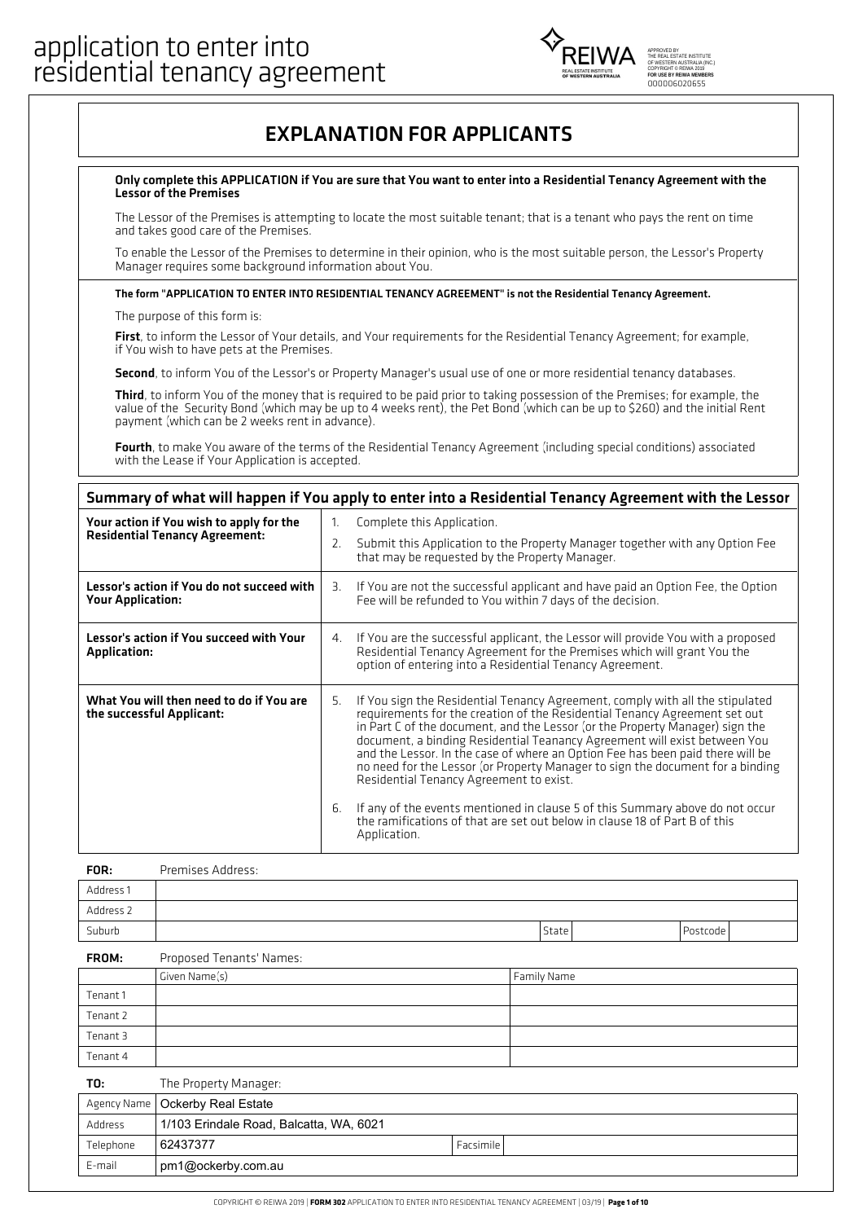# application to enter into residential tenancy agreement

REIWA — REAL ESTATE INSTITUTE OF WESTERN AUSTRALIA

APPROVED BY THE REAL ESTATE INSTITUTE OF WESTERN AUSTRALIA (INC.) COPYRIGHT © REIWA 2019 FOR USE BY REIWA MEMBERS 000006020655

## EXPLANATION FOR APPLICANTS

**Only complete this APPLICATION if You are sure that You want to enter into a Residential Tenancy Agreement with the Lessor of the Premises**

The Lessor of the Premises is attempting to locate the most suitable tenant; that is a tenant who pays the rent on time and takes good care of the Premises.

To enable the Lessor of the Premises to determine in their opinion, who is the most suitable person, the Lessor's Property Manager requires some background information about You.

**The form "APPLICATION TO ENTER INTO RESIDENTIAL TENANCY AGREEMENT" is not the Residential Tenancy Agreement.**

The purpose of this form is:

**First**, to inform the Lessor of Your details, and Your requirements for the Residential Tenancy Agreement; for example, if You wish to have pets at the Premises.

**Second**, to inform You of the Lessor's or Property Manager's usual use of one or more residential tenancy databases.

**Third**, to inform You of the money that is required to be paid prior to taking possession of the Premises; for example, the value of the Security Bond (which may be up to 4 weeks rent), the Pet Bond (which can be up to $260) and the initial Rent payment (which can be 2 weeks rent in advance).

**Fourth**, to make You aware of the terms of the Residential Tenancy Agreement (including special conditions) associated with the Lease if Your Application is accepted.

## Summary of what will happen if You apply to enter into a Residential Tenancy Agreement with the Lessor

| | |
|---|---|
| **Your action if You wish to apply for the Residential Tenancy Agreement:** | 1. Complete this Application.<br>2. Submit this Application to the Property Manager together with any Option Fee that may be requested by the Property Manager. |
| **Lessor's action if You do not succeed with Your Application:** | 3. If You are not the successful applicant and have paid an Option Fee, the Option Fee will be refunded to You within 7 days of the decision. |
| **Lessor's action if You succeed with Your Application:** | 4. If You are the successful applicant, the Lessor will provide You with a proposed Residential Tenancy Agreement for the Premises which will grant You the option of entering into a Residential Tenancy Agreement. |
| **What You will then need to do if You are the successful Applicant:** | 5. If You sign the Residential Tenancy Agreement, comply with all the stipulated requirements for the creation of the Residential Tenancy Agreement set out in Part C of the document, and the Lessor (or the Property Manager) sign the document, a binding Residential Teanancy Agreement will exist between You and the Lessor. In the case of where an Option Fee has been paid there will be no need for the Lessor (or Property Manager to sign the document for a binding Residential Tenancy Agreement to exist.<br>6. If any of the events mentioned in clause 5 of this Summary above do not occur the ramifications of that are set out below in clause 18 of Part B of this Application. |

**FOR:** Premises Address:

| | | | | | |
|---|---|---|---|---|---|
| Address 1 | | | | | |
| Address 2 | | | | | |
| Suburb | | State | | Postcode | |

**FROM:** Proposed Tenants' Names:

| | Given Name(s) | Family Name |
|---|---|---|
| Tenant 1 | | |
| Tenant 2 | | |
| Tenant 3 | | |
| Tenant 4 | | |

**TO:** The Property Manager:

| | | | |
|---|---|---|---|
| Agency Name | Ockerby Real Estate | | |
| Address | 1/103 Erindale Road, Balcatta, WA, 6021 | | |
| Telephone | 62437377 | Facsimile | |
| E-mail | pm1@ockerby.com.au | | |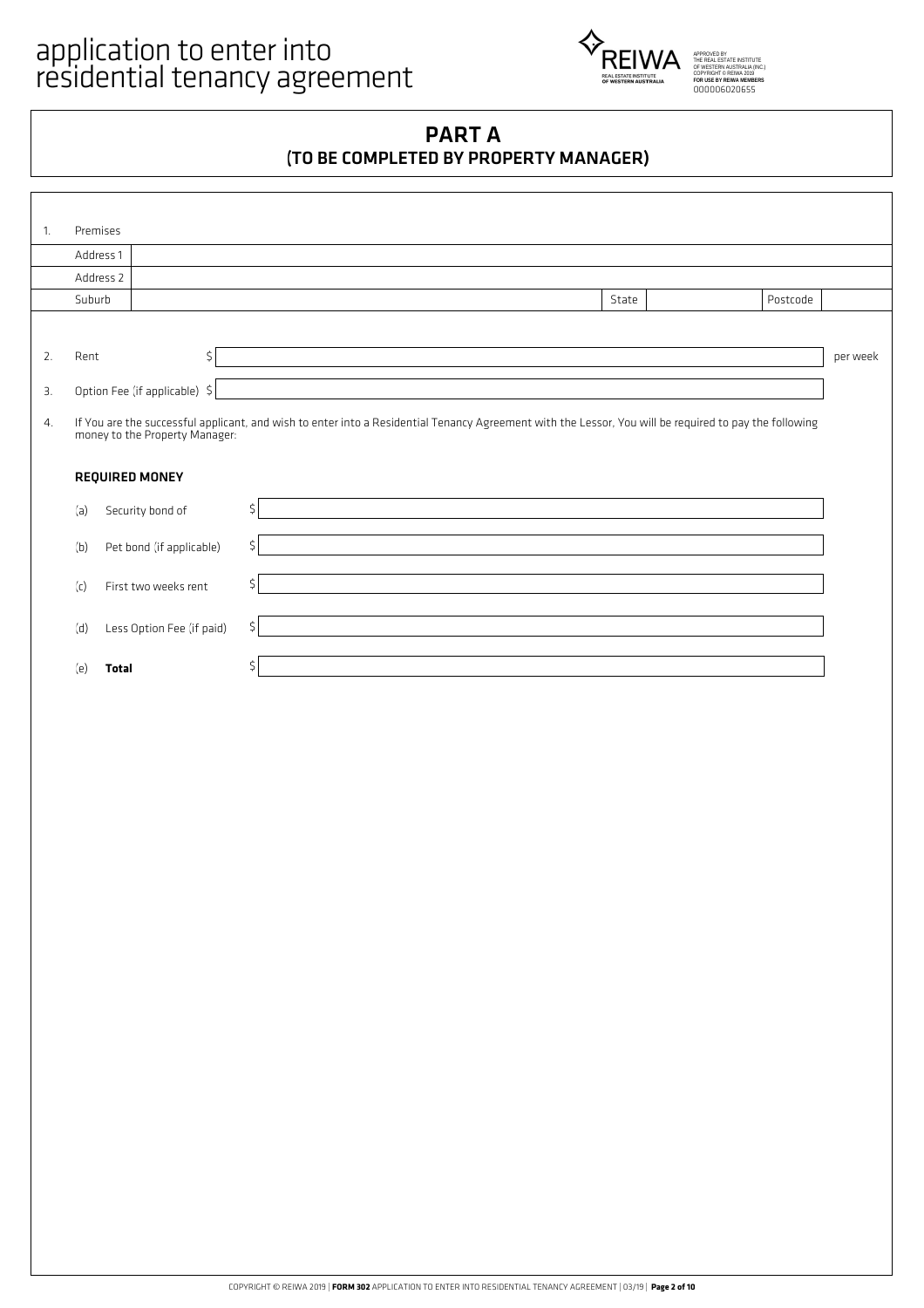# application to enter into residential tenancy agreement

APPROVED BY THE REAL ESTATE INSTITUTE OF WESTERN AUSTRALIA (INC.)
COPYRIGHT © REIWA 2019
FOR USE BY REIWA MEMBERS
000006020655

## PART A
## (TO BE COMPLETED BY PROPERTY MANAGER)

1. Premises

| | | | | | |
|---|---|---|---|---|---|
| Address 1 | | | | | |
| Address 2 | | | | | |
| Suburb | | State | | Postcode | |

2. Rent $ ________ per week

3. Option Fee (if applicable) $ ________

4. If You are the successful applicant, and wish to enter into a Residential Tenancy Agreement with the Lessor, You will be required to pay the following money to the Property Manager:

### REQUIRED MONEY

(a) Security bond of $ ________

(b) Pet bond (if applicable) $ ________

(c) First two weeks rent $ ________

(d) Less Option Fee (if paid) $ ________

(e) **Total** $ ________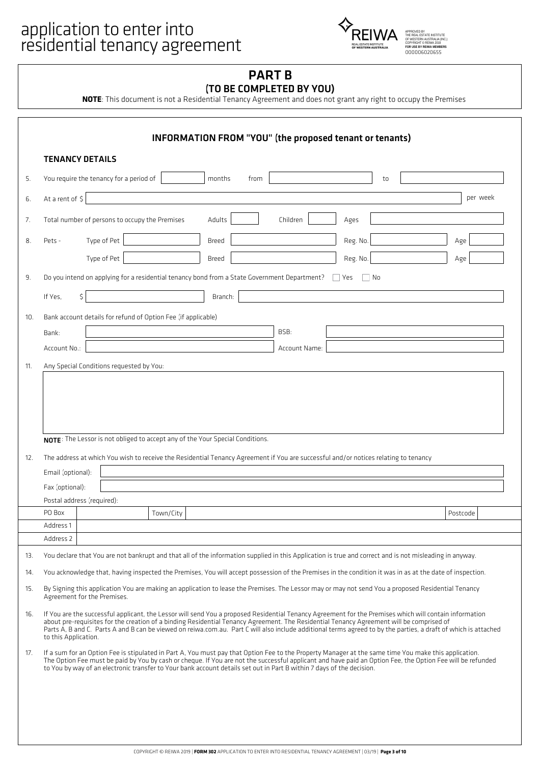# application to enter into residential tenancy agreement

APPROVED BY THE REAL ESTATE INSTITUTE OF WESTERN AUSTRALIA (INC.) COPYRIGHT © REIWA 2019 FOR USE BY REIWA MEMBERS 000006020655

## PART B
### (TO BE COMPLETED BY YOU)

**NOTE**: This document is not a Residential Tenancy Agreement and does not grant any right to occupy the Premises

## INFORMATION FROM "YOU" (the proposed tenant or tenants)

### TENANCY DETAILS

5. You require the tenancy for a period of ______ months from ______________ to ______________

6. At a rent of $ ______________ per week

7. Total number of persons to occupy the Premises Adults ______ Children ______ Ages ______________

8. Pets - Type of Pet ______ Breed ______ Reg. No. ______ Age ______

   Type of Pet ______ Breed ______ Reg. No. ______ Age ______

9. Do you intend on applying for a residential tenancy bond from a State Government Department? ☐ Yes ☐ No

   If Yes, $ ______________ Branch: ______________

10. Bank account details for refund of Option Fee (if applicable)

    Bank: ______________ BSB: ______________

    Account No.: ______________ Account Name: ______________

11. Any Special Conditions requested by You:

    ______________

    **NOTE**: The Lessor is not obliged to accept any of the Your Special Conditions.

12. The address at which You wish to receive the Residential Tenancy Agreement if You are successful and/or notices relating to tenancy

    Email (optional): ______________

    Fax (optional): ______________

    Postal address (required):

| PO Box | | Town/City | | Postcode | |
|---|---|---|---|---|---|
| Address 1 | | | | | |
| Address 2 | | | | | |

13. You declare that You are not bankrupt and that all of the information supplied in this Application is true and correct and is not misleading in anyway.

14. You acknowledge that, having inspected the Premises, You will accept possession of the Premises in the condition it was in as at the date of inspection.

15. By Signing this application You are making an application to lease the Premises. The Lessor may or may not send You a proposed Residential Tenancy Agreement for the Premises.

16. If You are the successful applicant, the Lessor will send You a proposed Residential Tenancy Agreement for the Premises which will contain information about pre-requisites for the creation of a binding Residential Tenancy Agreement. The Residential Tenancy Agreement will be comprised of Parts A, B and C. Parts A and B can be viewed on reiwa.com.au. Part C will also include additional terms agreed to by the parties, a draft of which is attached to this Application.

17. If a sum for an Option Fee is stipulated in Part A, You must pay that Option Fee to the Property Manager at the same time You make this application. The Option Fee must be paid by You by cash or cheque. If You are not the successful applicant and have paid an Option Fee, the Option Fee will be refunded to You by way of an electronic transfer to Your bank account details set out in Part B within 7 days of the decision.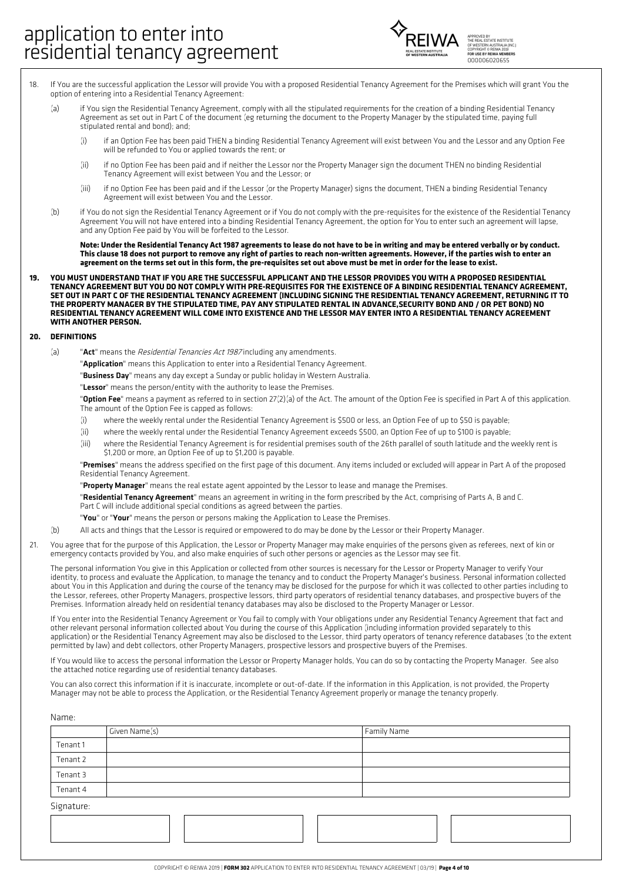18. If You are the successful application the Lessor will provide You with a proposed Residential Tenancy Agreement for the Premises which will grant You the option of entering into a Residential Tenancy Agreement:

    (a) if You sign the Residential Tenancy Agreement, comply with all the stipulated requirements for the creation of a binding Residential Tenancy Agreement as set out in Part C of the document (eg returning the document to the Property Manager by the stipulated time, paying full stipulated rental and bond); and;

    (i) if an Option Fee has been paid THEN a binding Residential Tenancy Agreement will exist between You and the Lessor and any Option Fee will be refunded to You or applied towards the rent; or

    (ii) if no Option Fee has been paid and if neither the Lessor nor the Property Manager sign the document THEN no binding Residential Tenancy Agreement will exist between You and the Lessor; or

    (iii) if no Option Fee has been paid and if the Lessor (or the Property Manager) signs the document, THEN a binding Residential Tenancy Agreement will exist between You and the Lessor.

    (b) if You do not sign the Residential Tenancy Agreement or if You do not comply with the pre-requisites for the existence of the Residential Tenancy Agreement You will not have entered into a binding Residential Tenancy Agreement, the option for You to enter such an agreement will lapse, and any Option Fee paid by You will be forfeited to the Lessor.

    **Note: Under the Residential Tenancy Act 1987 agreements to lease do not have to be in writing and may be entered verbally or by conduct. This clause 18 does not purport to remove any right of parties to reach non-written agreements. However, if the parties wish to enter an agreement on the terms set out in this form, the pre-requisites set out above must be met in order for the lease to exist.**

**19. YOU MUST UNDERSTAND THAT IF YOU ARE THE SUCCESSFUL APPLICANT AND THE LESSOR PROVIDES YOU WITH A PROPOSED RESIDENTIAL TENANCY AGREEMENT BUT YOU DO NOT COMPLY WITH PRE-REQUISITES FOR THE EXISTENCE OF A BINDING RESIDENTIAL TENANCY AGREEMENT, SET OUT IN PART C OF THE RESIDENTIAL TENANCY AGREEMENT (INCLUDING SIGNING THE RESIDENTIAL TENANCY AGREEMENT, RETURNING IT TO THE PROPERTY MANAGER BY THE STIPULATED TIME, PAY ANY STIPULATED RENTAL IN ADVANCE,SECURITY BOND AND / OR PET BOND) NO RESIDENTIAL TENANCY AGREEMENT WILL COME INTO EXISTENCE AND THE LESSOR MAY ENTER INTO A RESIDENTIAL TENANCY AGREEMENT WITH ANOTHER PERSON.**

**20. DEFINITIONS**

(a) "**Act**" means the *Residential Tenancies Act 1987* including any amendments.

"**Application**" means this Application to enter into a Residential Tenancy Agreement.

"**Business Day**" means any day except a Sunday or public holiday in Western Australia.

"**Lessor**" means the person/entity with the authority to lease the Premises.

"**Option Fee**" means a payment as referred to in section 27(2)(a) of the Act. The amount of the Option Fee is specified in Part A of this application. The amount of the Option Fee is capped as follows:

(i) where the weekly rental under the Residential Tenancy Agreement is $500 or less, an Option Fee of up to $50 is payable;

(ii) where the weekly rental under the Residential Tenancy Agreement exceeds $500, an Option Fee of up to $100 is payable;

(iii) where the Residential Tenancy Agreement is for residential premises south of the 26th parallel of south latitude and the weekly rent is $1,200 or more, an Option Fee of up to $1,200 is payable.

"**Premises**" means the address specified on the first page of this document. Any items included or excluded will appear in Part A of the proposed Residential Tenancy Agreement.

"**Property Manager**" means the real estate agent appointed by the Lessor to lease and manage the Premises.

"**Residential Tenancy Agreement**" means an agreement in writing in the form prescribed by the Act, comprising of Parts A, B and C. Part C will include additional special conditions as agreed between the parties.

"**You**" or "**Your**" means the person or persons making the Application to Lease the Premises.

(b) All acts and things that the Lessor is required or empowered to do may be done by the Lessor or their Property Manager.

21. You agree that for the purpose of this Application, the Lessor or Property Manager may make enquiries of the persons given as referees, next of kin or emergency contacts provided by You, and also make enquiries of such other persons or agencies as the Lessor may see fit.

The personal information You give in this Application or collected from other sources is necessary for the Lessor or Property Manager to verify Your identity, to process and evaluate the Application, to manage the tenancy and to conduct the Property Manager's business. Personal information collected about You in this Application and during the course of the tenancy may be disclosed for the purpose for which it was collected to other parties including to the Lessor, referees, other Property Managers, prospective lessors, third party operators of residential tenancy databases, and prospective buyers of the Premises. Information already held on residential tenancy databases may also be disclosed to the Property Manager or Lessor.

If You enter into the Residential Tenancy Agreement or You fail to comply with Your obligations under any Residential Tenancy Agreement that fact and other relevant personal information collected about You during the course of this Application (including information provided separately to this application) or the Residential Tenancy Agreement may also be disclosed to the Lessor, third party operators of tenancy reference databases (to the extent permitted by law) and debt collectors, other Property Managers, prospective lessors and prospective buyers of the Premises.

If You would like to access the personal information the Lessor or Property Manager holds, You can do so by contacting the Property Manager. See also the attached notice regarding use of residential tenancy databases.

You can also correct this information if it is inaccurate, incomplete or out-of-date. If the information in this Application, is not provided, the Property Manager may not be able to process the Application, or the Residential Tenancy Agreement properly or manage the tenancy properly.

Name:

| | Given Name(s) | Family Name |
|---|---|---|
| Tenant 1 | | |
| Tenant 2 | | |
| Tenant 3 | | |
| Tenant 4 | | |

Signature:

| | | | |
|---|---|---|---|
| | | | |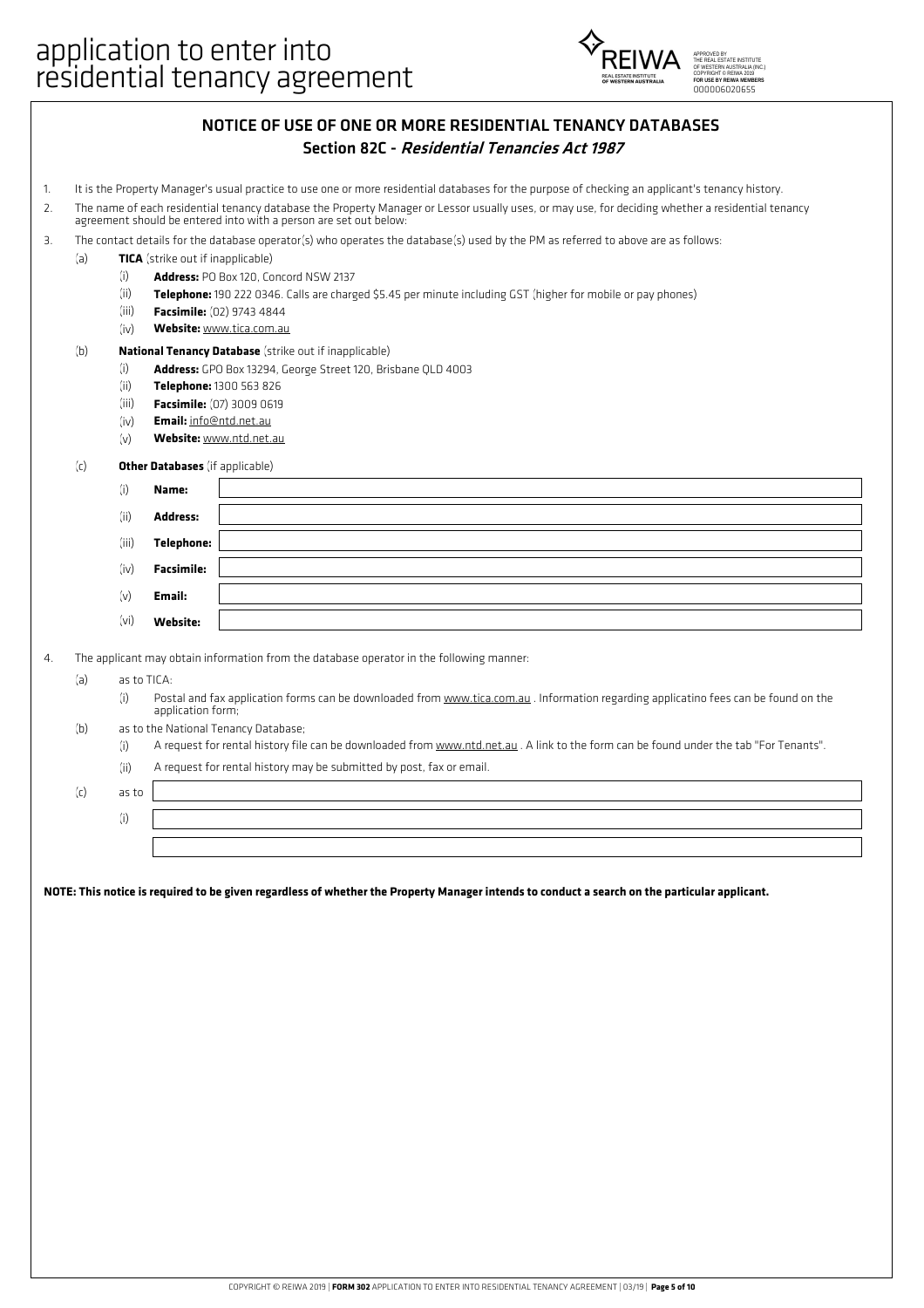# application to enter into residential tenancy agreement

## NOTICE OF USE OF ONE OR MORE RESIDENTIAL TENANCY DATABASES

### Section 82C - *Residential Tenancies Act 1987*

1. It is the Property Manager's usual practice to use one or more residential databases for the purpose of checking an applicant's tenancy history.
2. The name of each residential tenancy database the Property Manager or Lessor usually uses, or may use, for deciding whether a residential tenancy agreement should be entered into with a person are set out below:
3. The contact details for the database operator(s) who operates the database(s) used by the PM as referred to above are as follows:
   - (a) **TICA** (strike out if inapplicable)
     - (i) **Address:** PO Box 120, Concord NSW 2137
     - (ii) **Telephone:** 190 222 0346. Calls are charged $5.45 per minute including GST (higher for mobile or pay phones)
     - (iii) **Facsimile:** (02) 9743 4844
     - (iv) **Website:** www.tica.com.au
   - (b) **National Tenancy Database** (strike out if inapplicable)
     - (i) **Address:** GPO Box 13294, George Street 120, Brisbane QLD 4003
     - (ii) **Telephone:** 1300 563 826
     - (iii) **Facsimile:** (07) 3009 0619
     - (iv) **Email:** info@ntd.net.au
     - (v) **Website:** www.ntd.net.au
   - (c) **Other Databases** (if applicable)
     - (i) **Name:** ____________________
     - (ii) **Address:** ____________________
     - (iii) **Telephone:** ____________________
     - (iv) **Facsimile:** ____________________
     - (v) **Email:** ____________________
     - (vi) **Website:** ____________________
4. The applicant may obtain information from the database operator in the following manner:
   - (a) as to TICA:
     - (i) Postal and fax application forms can be downloaded from www.tica.com.au . Information regarding applicatino fees can be found on the application form;
   - (b) as to the National Tenancy Database;
     - (i) A request for rental history file can be downloaded from www.ntd.net.au . A link to the form can be found under the tab "For Tenants".
     - (ii) A request for rental history may be submitted by post, fax or email.
   - (c) as to ____________________
     - (i) ____________________

       ____________________

**NOTE: This notice is required to be given regardless of whether the Property Manager intends to conduct a search on the particular applicant.**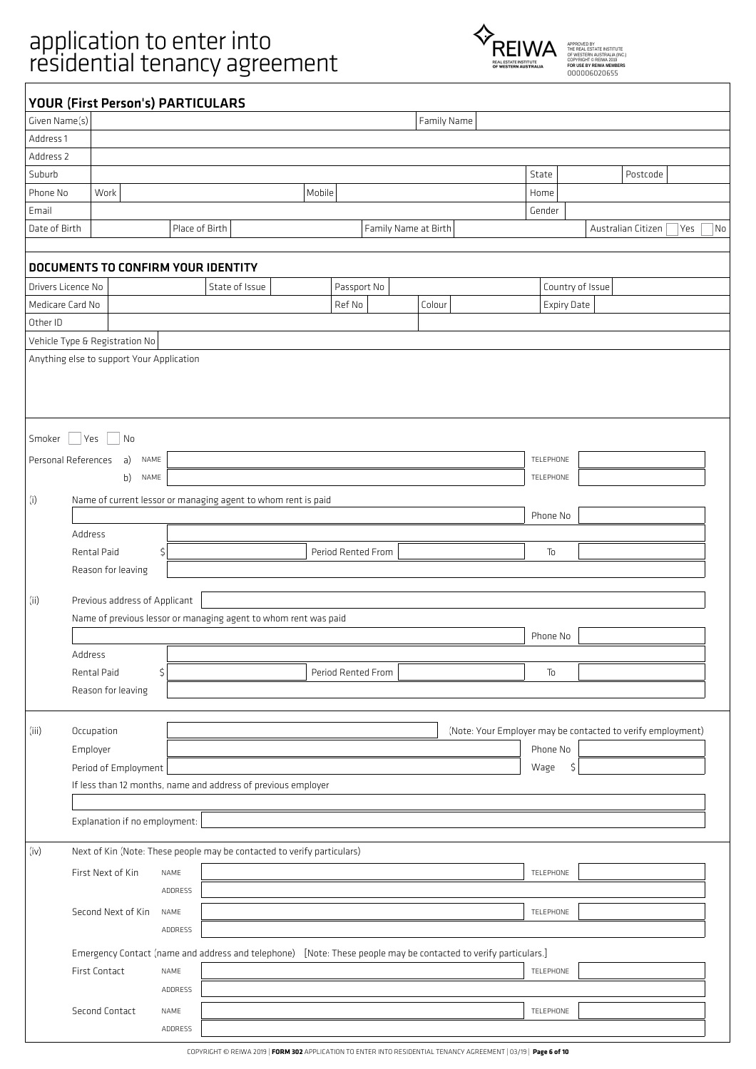# application to enter into residential tenancy agreement

APPROVED BY THE REAL ESTATE INSTITUTE OF WESTERN AUSTRALIA (INC.)
COPYRIGHT © REIWA 2019
FOR USE BY REIWA MEMBERS
000006020655

## YOUR (First Person's) PARTICULARS

| | | | | | | | |
|---|---|---|---|---|---|---|---|
| Given Name(s) | | | | Family Name | | | |
| Address 1 | | | | | | | |
| Address 2 | | | | | | | |
| Suburb | | | | | State | | Postcode |
| Phone No | Work | | Mobile | | Home | | |
| Email | | | | | Gender | | |
| Date of Birth | | Place of Birth | | Family Name at Birth | | Australian Citizen | Yes ☐ No ☐ |

## DOCUMENTS TO CONFIRM YOUR IDENTITY

| | | | | | | | |
|---|---|---|---|---|---|---|---|
| Drivers Licence No | | State of Issue | | Passport No | | Country of Issue | |
| Medicare Card No | | | | Ref No | Colour | Expiry Date | |
| Other ID | | | | | | | |
| Vehicle Type & Registration No | | | | | | | |

Anything else to support Your Application

Smoker ☐ Yes ☐ No

Personal References
a) NAME ______ TELEPHONE ______
b) NAME ______ TELEPHONE ______

(i) Name of current lessor or managing agent to whom rent is paid

______ Phone No ______

Address ______

Rental Paid $ ______ Period Rented From ______ To ______

Reason for leaving ______

(ii) Previous address of Applicant ______

Name of previous lessor or managing agent to whom rent was paid

______ Phone No ______

Address ______

Rental Paid $ ______ Period Rented From ______ To ______

Reason for leaving ______

(iii) Occupation ______ (Note: Your Employer may be contacted to verify employment)

Employer ______ Phone No ______

Period of Employment ______ Wage $ ______

If less than 12 months, name and address of previous employer

______

Explanation if no employment: ______

(iv) Next of Kin (Note: These people may be contacted to verify particulars)

First Next of Kin NAME ______ TELEPHONE ______
ADDRESS ______

Second Next of Kin NAME ______ TELEPHONE ______
ADDRESS ______

Emergency Contact (name and address and telephone) [Note: These people may be contacted to verify particulars.]

First Contact NAME ______ TELEPHONE ______
ADDRESS ______

Second Contact NAME ______ TELEPHONE ______
ADDRESS ______

COPYRIGHT © REIWA 2019 | **FORM 302** APPLICATION TO ENTER INTO RESIDENTIAL TENANCY AGREEMENT | 03/19 |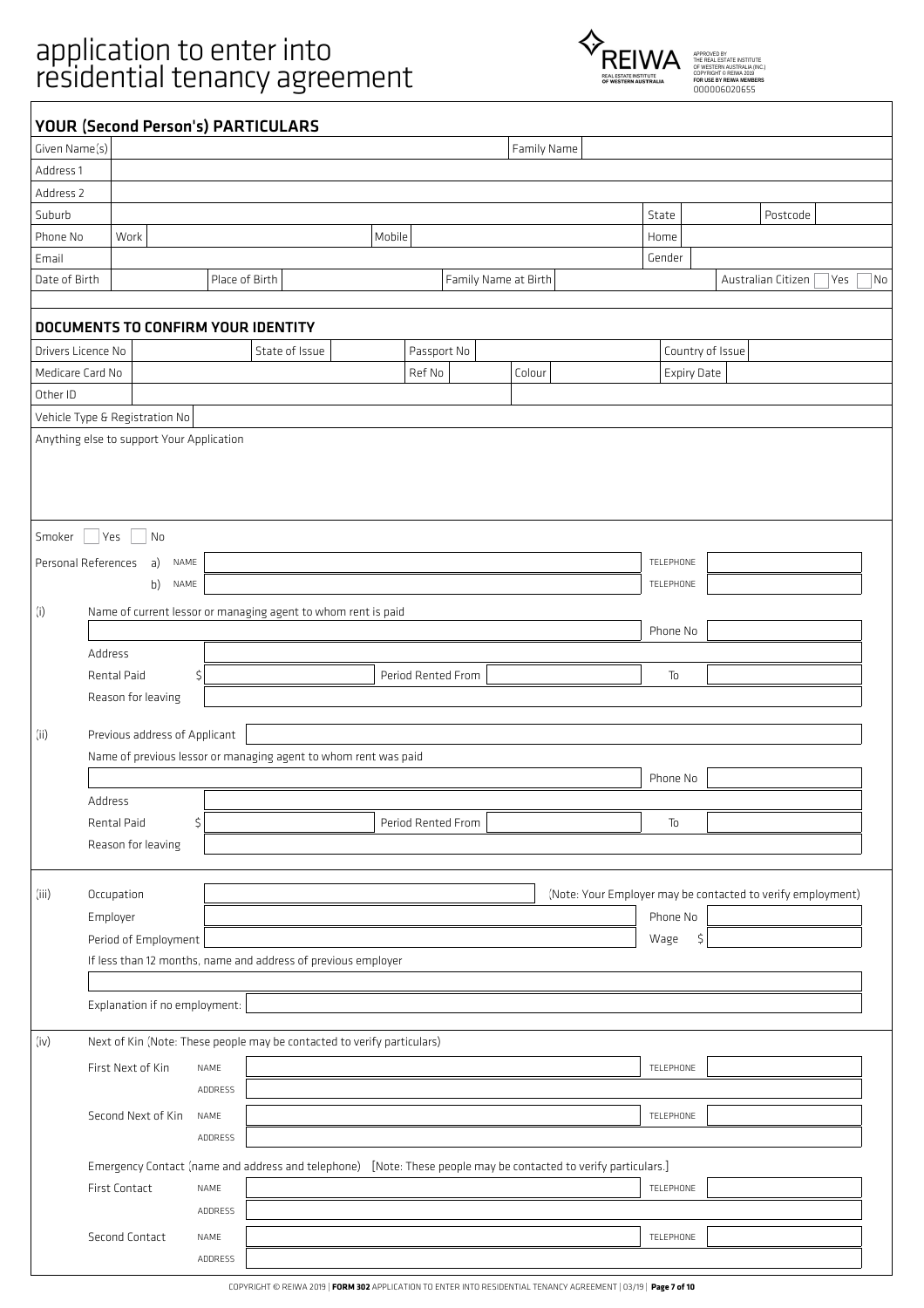# application to enter into residential tenancy agreement

APPROVED BY THE REAL ESTATE INSTITUTE OF WESTERN AUSTRALIA (INC.) COPYRIGHT © REIWA 2019 FOR USE BY REIWA MEMBERS 000006020655

## YOUR (Second Person's) PARTICULARS

| | | | | | | | |
|---|---|---|---|---|---|---|---|
| Given Name(s) | | | Family Name | | | | |
| Address 1 | | | | | | | |
| Address 2 | | | | | | | |
| Suburb | | | | State | | Postcode | |
| Phone No | Work | Mobile | | Home | | | |
| Email | | | | Gender | | | |
| Date of Birth | | Place of Birth | | Family Name at Birth | | Australian Citizen | ☐ Yes ☐ No |

## DOCUMENTS TO CONFIRM YOUR IDENTITY

| | | | | | | | |
|---|---|---|---|---|---|---|---|
| Drivers Licence No | | State of Issue | | Passport No | | Country of Issue | |
| Medicare Card No | | Ref No | | Colour | | Expiry Date | |
| Other ID | | | | | | | |
| Vehicle Type & Registration No | | | | | | | |

Anything else to support Your Application

Smoker ☐ Yes ☐ No

Personal References a) NAME ______ TELEPHONE ______

b) NAME ______ TELEPHONE ______

(i) Name of current lessor or managing agent to whom rent is paid ______ Phone No ______

Address ______

Rental Paid $ ______ Period Rented From ______ To ______

Reason for leaving ______

(ii) Previous address of Applicant ______

Name of previous lessor or managing agent to whom rent was paid ______ Phone No ______

Address ______

Rental Paid $ ______ Period Rented From ______ To ______

Reason for leaving ______

(iii) Occupation ______ (Note: Your Employer may be contacted to verify employment)

Employer ______ Phone No ______

Period of Employment ______ Wage $ ______

If less than 12 months, name and address of previous employer

______

Explanation if no employment: ______

(iv) Next of Kin (Note: These people may be contacted to verify particulars)

First Next of Kin NAME ______ TELEPHONE ______

ADDRESS ______

Second Next of Kin NAME ______ TELEPHONE ______

ADDRESS ______

Emergency Contact (name and address and telephone) [Note: These people may be contacted to verify particulars.]

First Contact NAME ______ TELEPHONE ______

ADDRESS ______

Second Contact NAME ______ TELEPHONE ______

ADDRESS ______

COPYRIGHT © REIWA 2019 | **FORM 302** APPLICATION TO ENTER INTO RESIDENTIAL TENANCY AGREEMENT | 03/19 |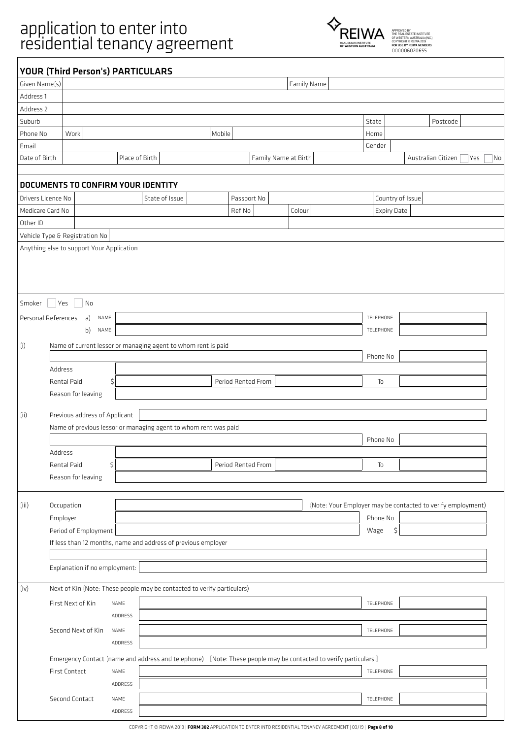# application to enter into residential tenancy agreement

APPROVED BY THE REAL ESTATE INSTITUTE OF WESTERN AUSTRALIA (INC.) COPYRIGHT © REIWA 2019 FOR USE BY REIWA MEMBERS 000006020655

## YOUR (Third Person's) PARTICULARS

| Given Name(s) | | Family Name | |
|---|---|---|---|
| Address 1 | | | |
| Address 2 | | | |
| Suburb | | State | Postcode |
| Phone No | Work | Mobile | Home |
| Email | | Gender | |
| Date of Birth | Place of Birth | Family Name at Birth | Australian Citizen ☐ Yes ☐ No |

## DOCUMENTS TO CONFIRM YOUR IDENTITY

| Drivers Licence No | State of Issue | Passport No | Country of Issue |
|---|---|---|---|
| Medicare Card No | Ref No | Colour | Expiry Date |
| Other ID | | | |
| Vehicle Type & Registration No | | | |

Anything else to support Your Application

Smoker ☐ Yes ☐ No

Personal References a) NAME TELEPHONE

b) NAME TELEPHONE

(i) Name of current lessor or managing agent to whom rent is paid

Phone No

Address

Rental Paid $ Period Rented From To

Reason for leaving

(ii) Previous address of Applicant

Name of previous lessor or managing agent to whom rent was paid

Phone No

Address

Rental Paid $ Period Rented From To

Reason for leaving

(iii) Occupation (Note: Your Employer may be contacted to verify employment)

Employer Phone No

Period of Employment Wage $

If less than 12 months, name and address of previous employer

Explanation if no employment:

(iv) Next of Kin (Note: These people may be contacted to verify particulars)

First Next of Kin NAME TELEPHONE

ADDRESS

Second Next of Kin NAME TELEPHONE

ADDRESS

Emergency Contact (name and address and telephone) [Note: These people may be contacted to verify particulars.]

First Contact NAME TELEPHONE

ADDRESS

Second Contact NAME TELEPHONE

ADDRESS

COPYRIGHT © REIWA 2019 | **FORM 302** APPLICATION TO ENTER INTO RESIDENTIAL TENANCY AGREEMENT | 03/19 |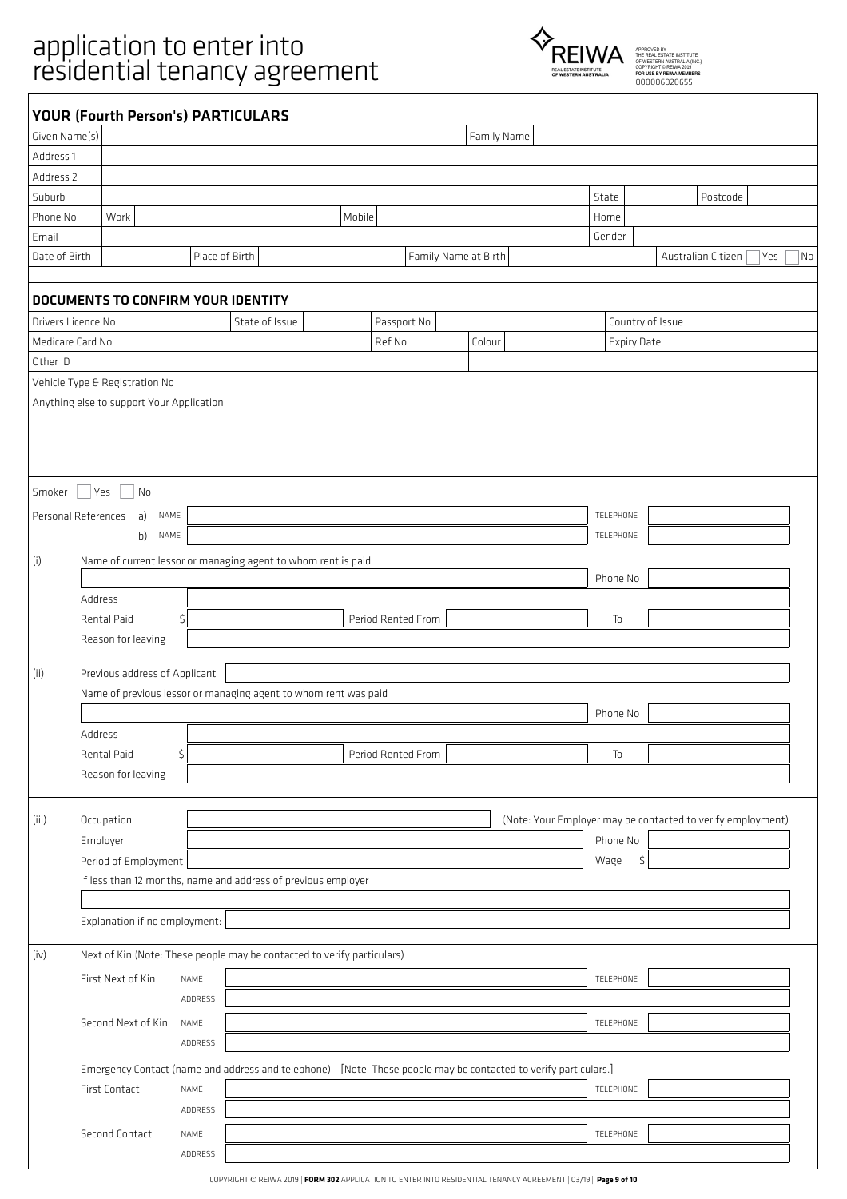# application to enter into residential tenancy agreement

APPROVED BY THE REAL ESTATE INSTITUTE OF WESTERN AUSTRALIA (INC.)
COPYRIGHT © REIWA 2019
FOR USE BY REIWA MEMBERS
000006020655

## YOUR (Fourth Person's) PARTICULARS

| | | | | | | |
|---|---|---|---|---|---|---|
| Given Name(s) | | | Family Name | | | |
| Address 1 | | | | | | |
| Address 2 | | | | | | |
| Suburb | | | | State | Postcode | |
| Phone No | Work | Mobile | | Home | | |
| Email | | | | Gender | | |
| Date of Birth | | Place of Birth | Family Name at Birth | | Australian Citizen ☐ Yes ☐ No | |

## DOCUMENTS TO CONFIRM YOUR IDENTITY

| | | | | | |
|---|---|---|---|---|---|
| Drivers Licence No | | State of Issue | Passport No | | Country of Issue |
| Medicare Card No | | Ref No | Colour | | Expiry Date |
| Other ID | | | | | |
| Vehicle Type & Registration No | | | | | |

Anything else to support Your Application

Smoker ☐ Yes ☐ No

Personal References a) NAME TELEPHONE

b) NAME TELEPHONE

(i) Name of current lessor or managing agent to whom rent is paid

Phone No

Address

Rental Paid $ Period Rented From To

Reason for leaving

(ii) Previous address of Applicant

Name of previous lessor or managing agent to whom rent was paid

Phone No

Address

Rental Paid $ Period Rented From To

Reason for leaving

(iii) Occupation (Note: Your Employer may be contacted to verify employment)

Employer Phone No

Period of Employment Wage $

If less than 12 months, name and address of previous employer

Explanation if no employment:

(iv) Next of Kin (Note: These people may be contacted to verify particulars)

First Next of Kin NAME TELEPHONE

ADDRESS

Second Next of Kin NAME TELEPHONE

ADDRESS

Emergency Contact (name and address and telephone) [Note: These people may be contacted to verify particulars.]

First Contact NAME TELEPHONE

ADDRESS

Second Contact NAME TELEPHONE

ADDRESS

COPYRIGHT © REIWA 2019 | **FORM 302** APPLICATION TO ENTER INTO RESIDENTIAL TENANCY AGREEMENT | 03/19 |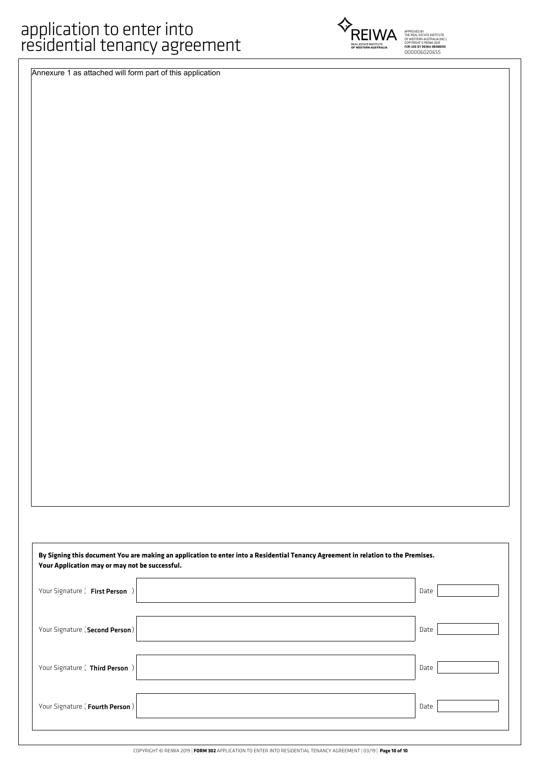# application to enter into residential tenancy agreement

APPROVED BY THE REAL ESTATE INSTITUTE OF WESTERN AUSTRALIA (INC.) COPYRIGHT © REIWA 2019 **FOR USE BY REIWA MEMBERS** 000006020655

Annexure 1 as attached will form part of this application

**By Signing this document You are making an application to enter into a Residential Tenancy Agreement in relation to the Premises. Your Application may or may not be successful.**

| | | | |
|---|---|---|---|
| Your Signature (**First Person**) | | Date | |
| Your Signature (**Second Person**) | | Date | |
| Your Signature (**Third Person**) | | Date | |
| Your Signature (**Fourth Person**) | | Date | |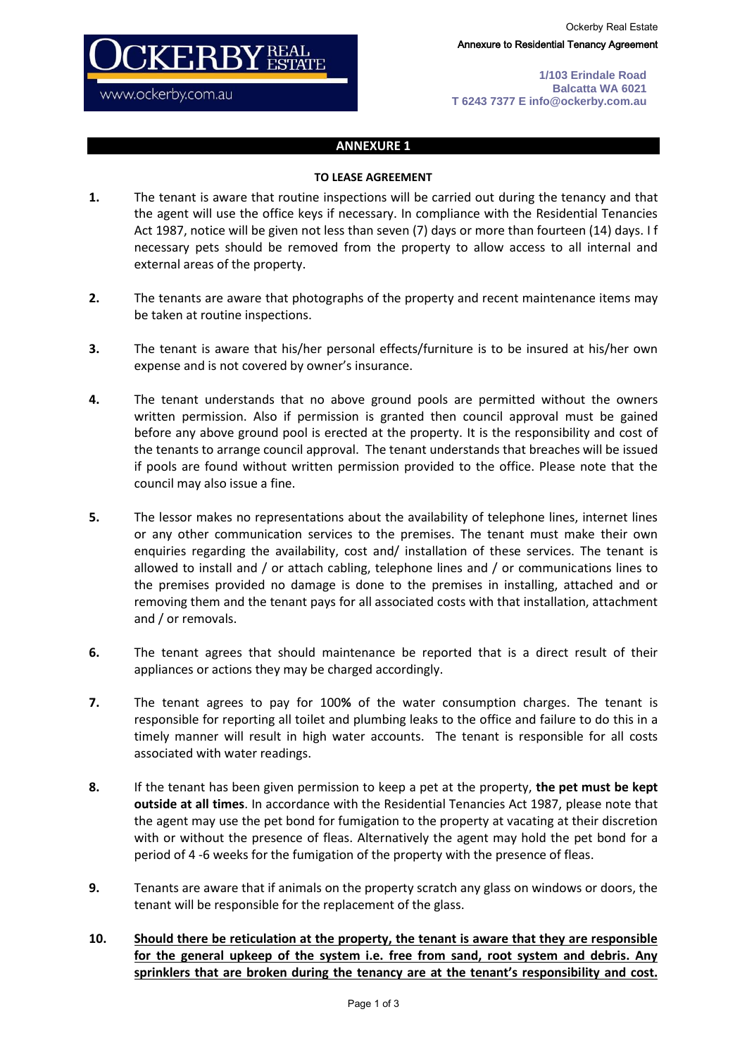Ockerby Real Estate
Annexure to Residential Tenancy Agreement

**OCKERBY REAL ESTATE**
www.ockerby.com.au

**1/103 Erindale Road**
**Balcatta WA 6021**
**T 6243 7377 E info@ockerby.com.au**

## ANNEXURE 1

### TO LEASE AGREEMENT

**1.** The tenant is aware that routine inspections will be carried out during the tenancy and that the agent will use the office keys if necessary. In compliance with the Residential Tenancies Act 1987, notice will be given not less than seven (7) days or more than fourteen (14) days. I f necessary pets should be removed from the property to allow access to all internal and external areas of the property.

**2.** The tenants are aware that photographs of the property and recent maintenance items may be taken at routine inspections.

**3.** The tenant is aware that his/her personal effects/furniture is to be insured at his/her own expense and is not covered by owner's insurance.

**4.** The tenant understands that no above ground pools are permitted without the owners written permission. Also if permission is granted then council approval must be gained before any above ground pool is erected at the property. It is the responsibility and cost of the tenants to arrange council approval. The tenant understands that breaches will be issued if pools are found without written permission provided to the office. Please note that the council may also issue a fine.

**5.** The lessor makes no representations about the availability of telephone lines, internet lines or any other communication services to the premises. The tenant must make their own enquiries regarding the availability, cost and/ installation of these services. The tenant is allowed to install and / or attach cabling, telephone lines and / or communications lines to the premises provided no damage is done to the premises in installing, attached and or removing them and the tenant pays for all associated costs with that installation, attachment and / or removals.

**6.** The tenant agrees that should maintenance be reported that is a direct result of their appliances or actions they may be charged accordingly.

**7.** The tenant agrees to pay for 100% of the water consumption charges. The tenant is responsible for reporting all toilet and plumbing leaks to the office and failure to do this in a timely manner will result in high water accounts. The tenant is responsible for all costs associated with water readings.

**8.** If the tenant has been given permission to keep a pet at the property, **the pet must be kept outside at all times**. In accordance with the Residential Tenancies Act 1987, please note that the agent may use the pet bond for fumigation to the property at vacating at their discretion with or without the presence of fleas. Alternatively the agent may hold the pet bond for a period of 4 -6 weeks for the fumigation of the property with the presence of fleas.

**9.** Tenants are aware that if animals on the property scratch any glass on windows or doors, the tenant will be responsible for the replacement of the glass.

**10.** **Should there be reticulation at the property, the tenant is aware that they are responsible for the general upkeep of the system i.e. free from sand, root system and debris. Any sprinklers that are broken during the tenancy are at the tenant's responsibility and cost.**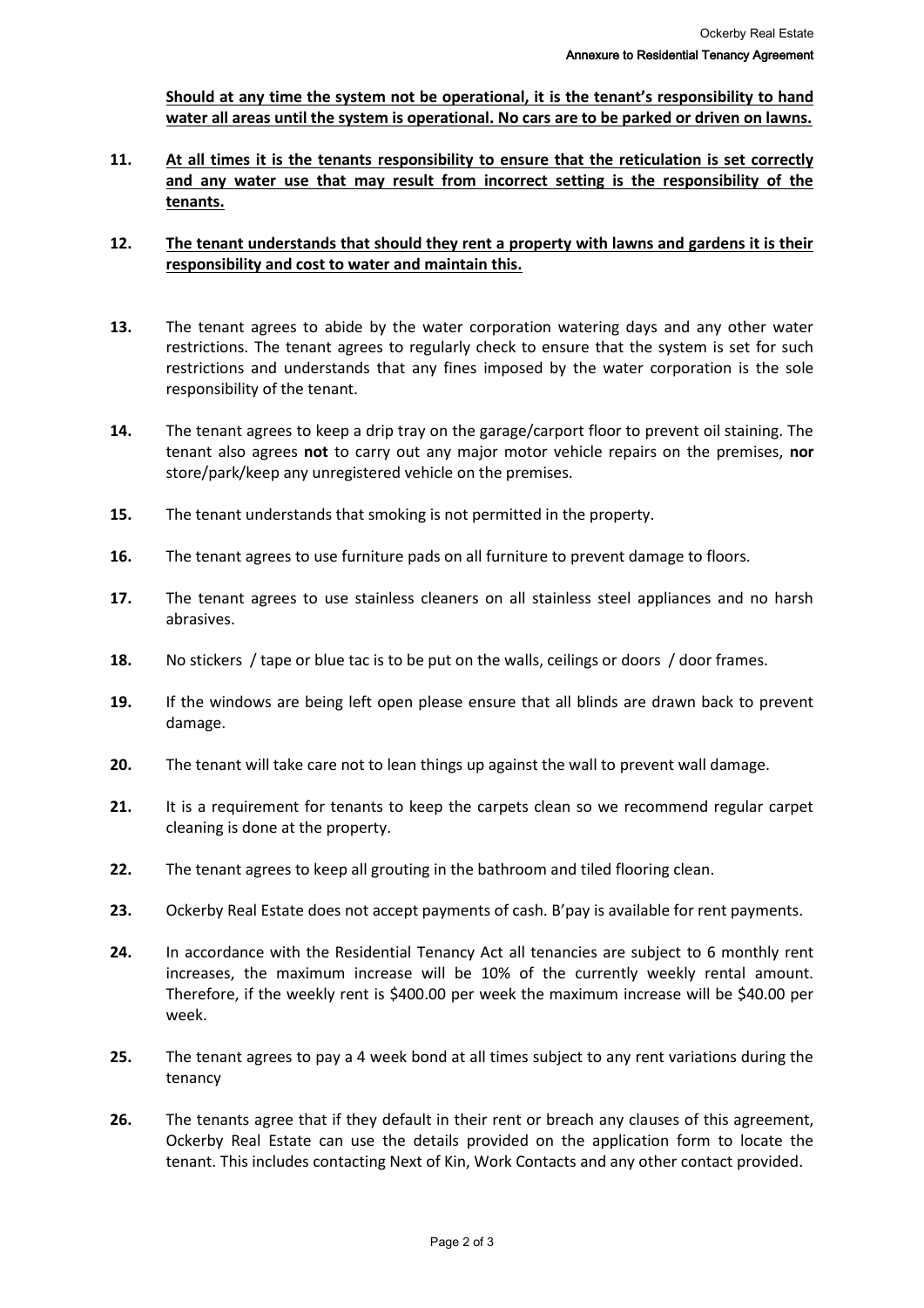**Should at any time the system not be operational, it is the tenant's responsibility to hand water all areas until the system is operational. No cars are to be parked or driven on lawns.**

**11.** **At all times it is the tenants responsibility to ensure that the reticulation is set correctly and any water use that may result from incorrect setting is the responsibility of the tenants.**

**12.** **The tenant understands that should they rent a property with lawns and gardens it is their responsibility and cost to water and maintain this.**

**13.** The tenant agrees to abide by the water corporation watering days and any other water restrictions. The tenant agrees to regularly check to ensure that the system is set for such restrictions and understands that any fines imposed by the water corporation is the sole responsibility of the tenant.

**14.** The tenant agrees to keep a drip tray on the garage/carport floor to prevent oil staining. The tenant also agrees **not** to carry out any major motor vehicle repairs on the premises, **nor** store/park/keep any unregistered vehicle on the premises.

**15.** The tenant understands that smoking is not permitted in the property.

**16.** The tenant agrees to use furniture pads on all furniture to prevent damage to floors.

**17.** The tenant agrees to use stainless cleaners on all stainless steel appliances and no harsh abrasives.

**18.** No stickers / tape or blue tac is to be put on the walls, ceilings or doors / door frames.

**19.** If the windows are being left open please ensure that all blinds are drawn back to prevent damage.

**20.** The tenant will take care not to lean things up against the wall to prevent wall damage.

**21.** It is a requirement for tenants to keep the carpets clean so we recommend regular carpet cleaning is done at the property.

**22.** The tenant agrees to keep all grouting in the bathroom and tiled flooring clean.

**23.** Ockerby Real Estate does not accept payments of cash. B'pay is available for rent payments.

**24.** In accordance with the Residential Tenancy Act all tenancies are subject to 6 monthly rent increases, the maximum increase will be 10% of the currently weekly rental amount. Therefore, if the weekly rent is $400.00 per week the maximum increase will be $40.00 per week.

**25.** The tenant agrees to pay a 4 week bond at all times subject to any rent variations during the tenancy

**26.** The tenants agree that if they default in their rent or breach any clauses of this agreement, Ockerby Real Estate can use the details provided on the application form to locate the tenant. This includes contacting Next of Kin, Work Contacts and any other contact provided.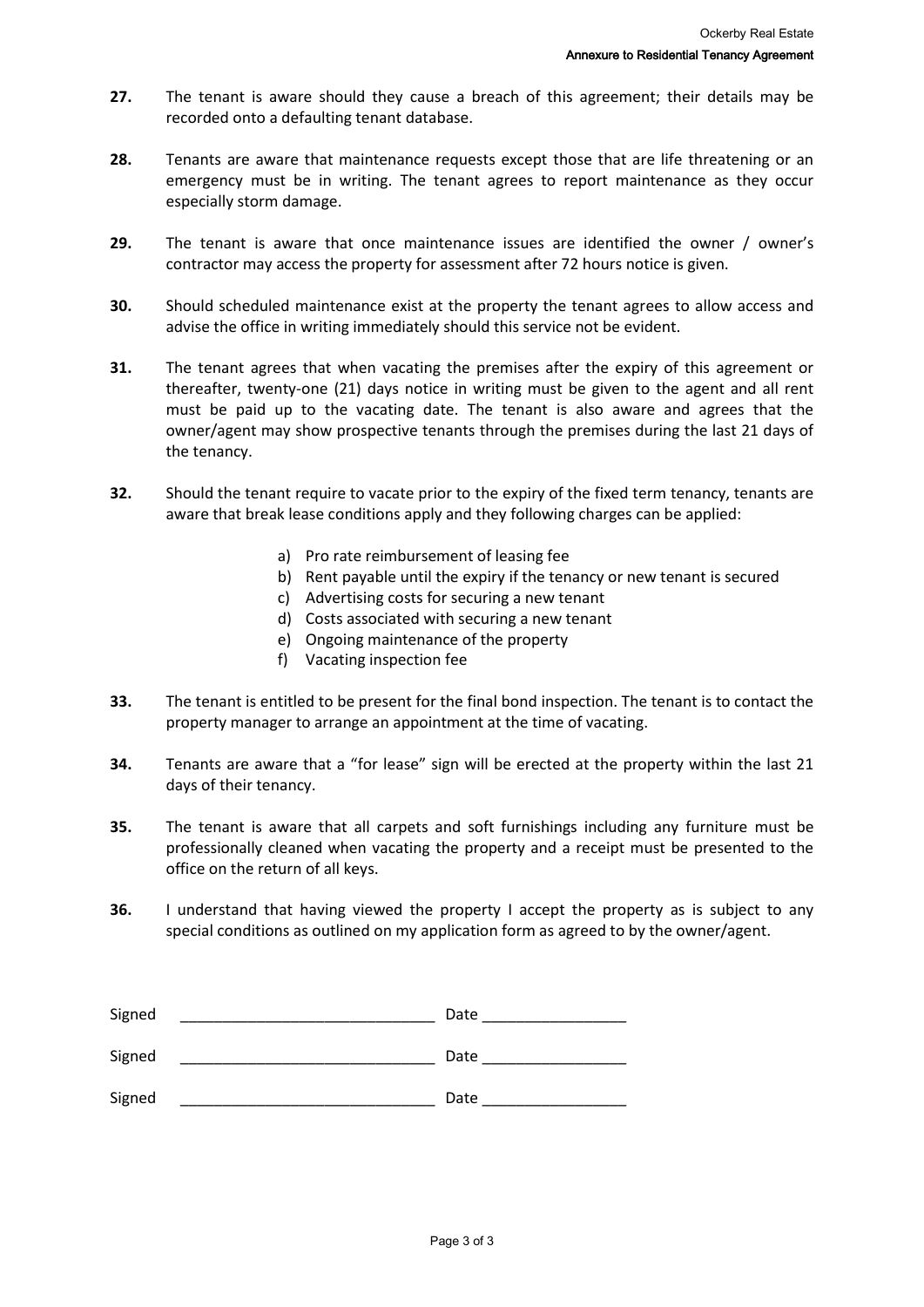**27.** The tenant is aware should they cause a breach of this agreement; their details may be recorded onto a defaulting tenant database.

**28.** Tenants are aware that maintenance requests except those that are life threatening or an emergency must be in writing. The tenant agrees to report maintenance as they occur especially storm damage.

**29.** The tenant is aware that once maintenance issues are identified the owner / owner's contractor may access the property for assessment after 72 hours notice is given.

**30.** Should scheduled maintenance exist at the property the tenant agrees to allow access and advise the office in writing immediately should this service not be evident.

**31.** The tenant agrees that when vacating the premises after the expiry of this agreement or thereafter, twenty-one (21) days notice in writing must be given to the agent and all rent must be paid up to the vacating date. The tenant is also aware and agrees that the owner/agent may show prospective tenants through the premises during the last 21 days of the tenancy.

**32.** Should the tenant require to vacate prior to the expiry of the fixed term tenancy, tenants are aware that break lease conditions apply and they following charges can be applied:

a) Pro rate reimbursement of leasing fee
b) Rent payable until the expiry if the tenancy or new tenant is secured
c) Advertising costs for securing a new tenant
d) Costs associated with securing a new tenant
e) Ongoing maintenance of the property
f) Vacating inspection fee

**33.** The tenant is entitled to be present for the final bond inspection. The tenant is to contact the property manager to arrange an appointment at the time of vacating.

**34.** Tenants are aware that a "for lease" sign will be erected at the property within the last 21 days of their tenancy.

**35.** The tenant is aware that all carpets and soft furnishings including any furniture must be professionally cleaned when vacating the property and a receipt must be presented to the office on the return of all keys.

**36.** I understand that having viewed the property I accept the property as is subject to any special conditions as outlined on my application form as agreed to by the owner/agent.

Signed ______________________________ Date _________________

Signed ______________________________ Date _________________

Signed ______________________________ Date _________________